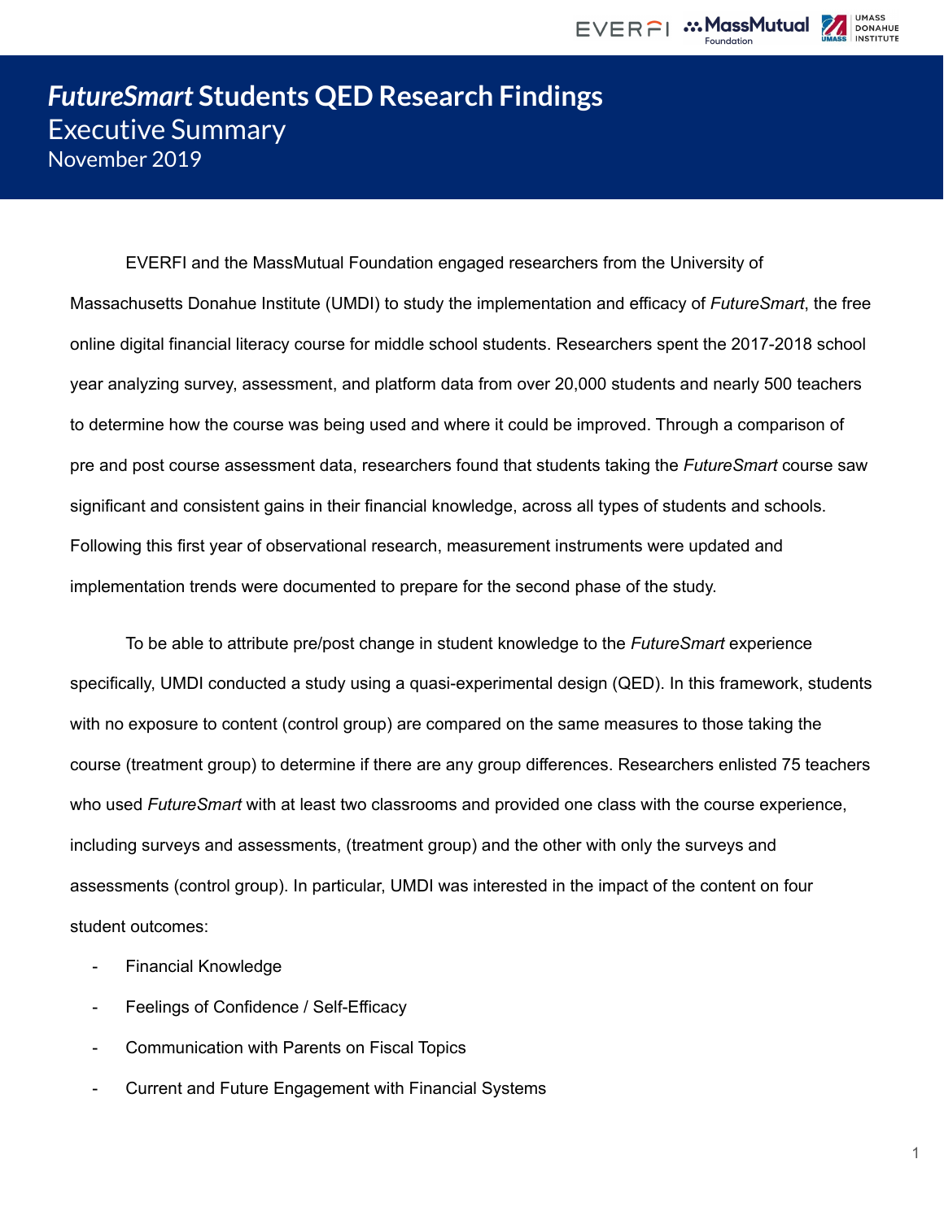# *FutureSmart* Students QED Research Findings

## Executive Summary

November 2019

EVERFI and the MassMutual Foundation engaged researchers from the University of Massachusetts Donahue Institute (UMDI) to study the implementation and efficacy of *FutureSmart*, the free online digital financial literacy course for middle school students. Researchers spent the 2017-2018 school year analyzing survey, assessment, and platform data from over 20,000 students and nearly 500 teachers to determine how the course was being used and where it could be improved. Through a comparison of pre and post course assessment data, researchers found that students taking the *FutureSmart* course saw significant and consistent gains in their financial knowledge, across all types of students and schools. Following this first year of observational research, measurement instruments were updated and implementation trends were documented to prepare for the second phase of the study.

To be able to attribute pre/post change in student knowledge to the *FutureSmart* experience specifically, UMDI conducted a study using a quasi-experimental design (QED). In this framework, students with no exposure to content (control group) are compared on the same measures to those taking the course (treatment group) to determine if there are any group differences. Researchers enlisted 75 teachers who used *FutureSmart* with at least two classrooms and provided one class with the course experience, including surveys and assessments, (treatment group) and the other with only the surveys and assessments (control group). In particular, UMDI was interested in the impact of the content on four student outcomes:

- Financial Knowledge
- Feelings of Confidence / Self-Efficacy
- Communication with Parents on Fiscal Topics
- Current and Future Engagement with Financial Systems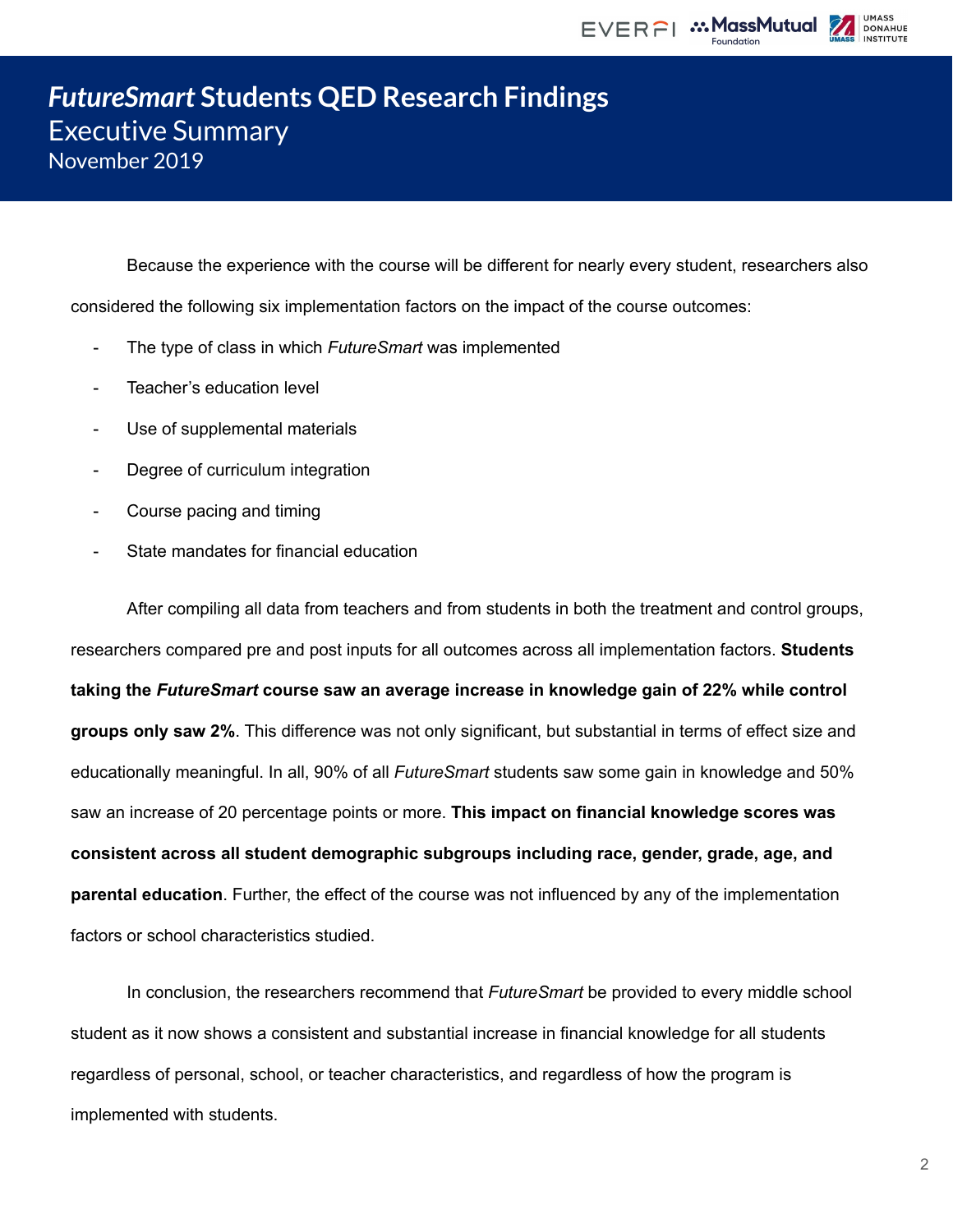# *FutureSmart* Students QED Research Findings

## Executive Summary

November 2019

Because the experience with the course will be different for nearly every student, researchers also considered the following six implementation factors on the impact of the course outcomes:

- The type of class in which *FutureSmart* was implemented
- Teacher's education level
- Use of supplemental materials
- Degree of curriculum integration
- Course pacing and timing
- State mandates for financial education

After compiling all data from teachers and from students in both the treatment and control groups, researchers compared pre and post inputs for all outcomes across all implementation factors. **Students taking the *FutureSmart* course saw an average increase in knowledge gain of 22% while control groups only saw 2%**. This difference was not only significant, but substantial in terms of effect size and educationally meaningful. In all, 90% of all *FutureSmart* students saw some gain in knowledge and 50% saw an increase of 20 percentage points or more. **This impact on financial knowledge scores was consistent across all student demographic subgroups including race, gender, grade, age, and parental education**. Further, the effect of the course was not influenced by any of the implementation factors or school characteristics studied.

In conclusion, the researchers recommend that *FutureSmart* be provided to every middle school student as it now shows a consistent and substantial increase in financial knowledge for all students regardless of personal, school, or teacher characteristics, and regardless of how the program is implemented with students.